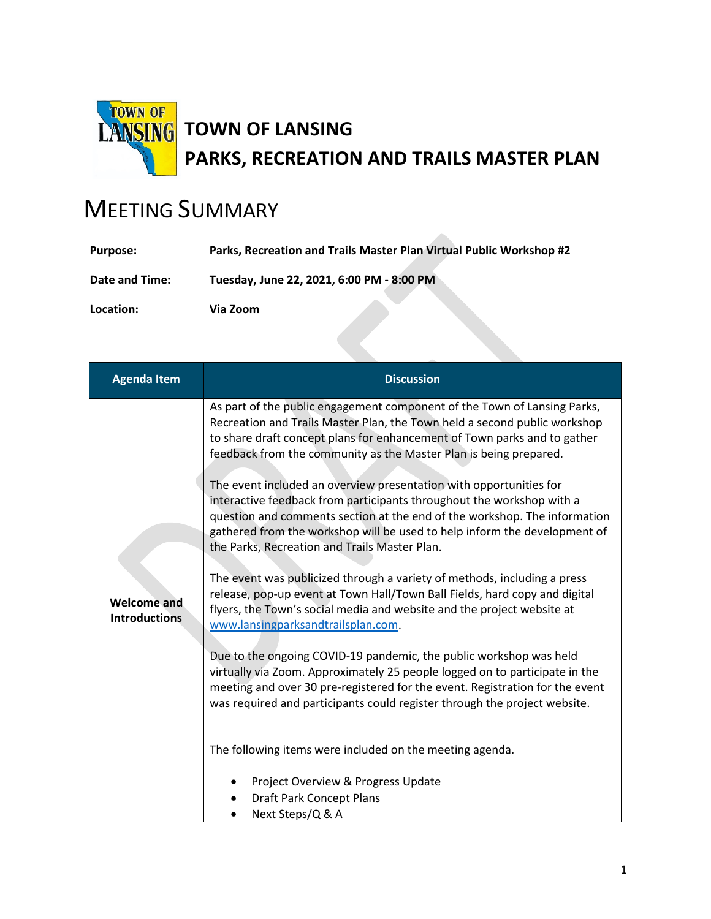# TOWN OF LANSING

# PARKS, RECREATION AND TRAILS MASTER PLAN

## MEETING SUMMARY

| | |
|---|---|
| **Purpose:** | **Parks, Recreation and Trails Master Plan Virtual Public Workshop #2** |
| **Date and Time:** | **Tuesday, June 22, 2021, 6:00 PM - 8:00 PM** |
| **Location:** | **Via Zoom** |

| Agenda Item | Discussion |
|---|---|
| **Welcome and Introductions** | As part of the public engagement component of the Town of Lansing Parks, Recreation and Trails Master Plan, the Town held a second public workshop to share draft concept plans for enhancement of Town parks and to gather feedback from the community as the Master Plan is being prepared.<br><br>The event included an overview presentation with opportunities for interactive feedback from participants throughout the workshop with a question and comments section at the end of the workshop. The information gathered from the workshop will be used to help inform the development of the Parks, Recreation and Trails Master Plan.<br><br>The event was publicized through a variety of methods, including a press release, pop-up event at Town Hall/Town Ball Fields, hard copy and digital flyers, the Town's social media and website and the project website at www.lansingparksandtrailsplan.com.<br><br>Due to the ongoing COVID-19 pandemic, the public workshop was held virtually via Zoom. Approximately 25 people logged on to participate in the meeting and over 30 pre-registered for the event. Registration for the event was required and participants could register through the project website.<br><br>The following items were included on the meeting agenda.<br><br>• Project Overview & Progress Update<br>• Draft Park Concept Plans<br>• Next Steps/Q & A |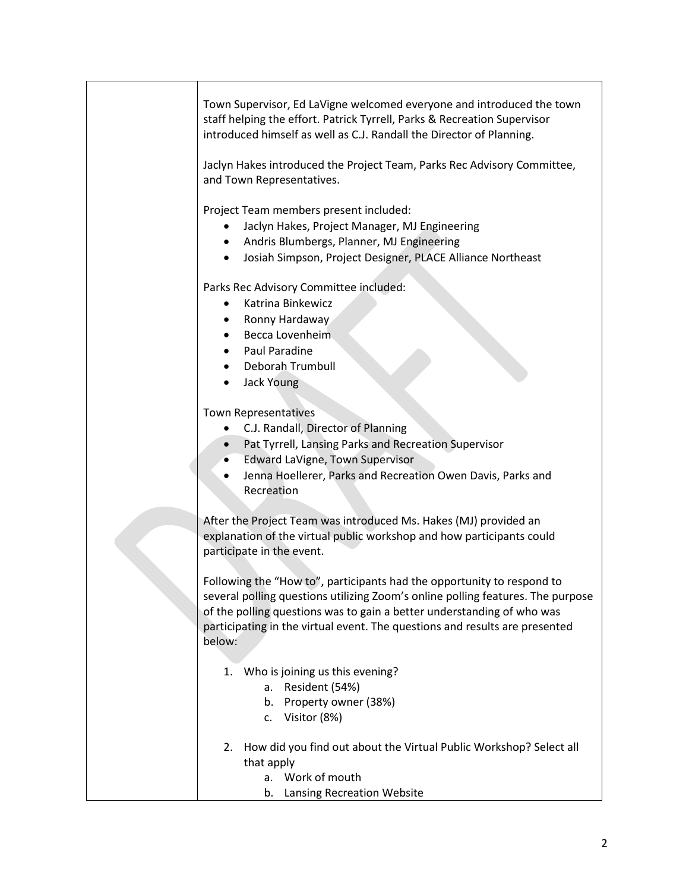Town Supervisor, Ed LaVigne welcomed everyone and introduced the town staff helping the effort. Patrick Tyrrell, Parks & Recreation Supervisor introduced himself as well as C.J. Randall the Director of Planning.

Jaclyn Hakes introduced the Project Team, Parks Rec Advisory Committee, and Town Representatives.

Project Team members present included:

- Jaclyn Hakes, Project Manager, MJ Engineering
- Andris Blumbergs, Planner, MJ Engineering
- Josiah Simpson, Project Designer, PLACE Alliance Northeast

Parks Rec Advisory Committee included:

- Katrina Binkewicz
- Ronny Hardaway
- Becca Lovenheim
- Paul Paradine
- Deborah Trumbull
- Jack Young

Town Representatives

- C.J. Randall, Director of Planning
- Pat Tyrrell, Lansing Parks and Recreation Supervisor
- Edward LaVigne, Town Supervisor
- Jenna Hoellerer, Parks and Recreation Owen Davis, Parks and Recreation

After the Project Team was introduced Ms. Hakes (MJ) provided an explanation of the virtual public workshop and how participants could participate in the event.

Following the "How to", participants had the opportunity to respond to several polling questions utilizing Zoom's online polling features. The purpose of the polling questions was to gain a better understanding of who was participating in the virtual event. The questions and results are presented below:

1. Who is joining us this evening?
   a. Resident (54%)
   b. Property owner (38%)
   c. Visitor (8%)

2. How did you find out about the Virtual Public Workshop? Select all that apply
   a. Work of mouth
   b. Lansing Recreation Website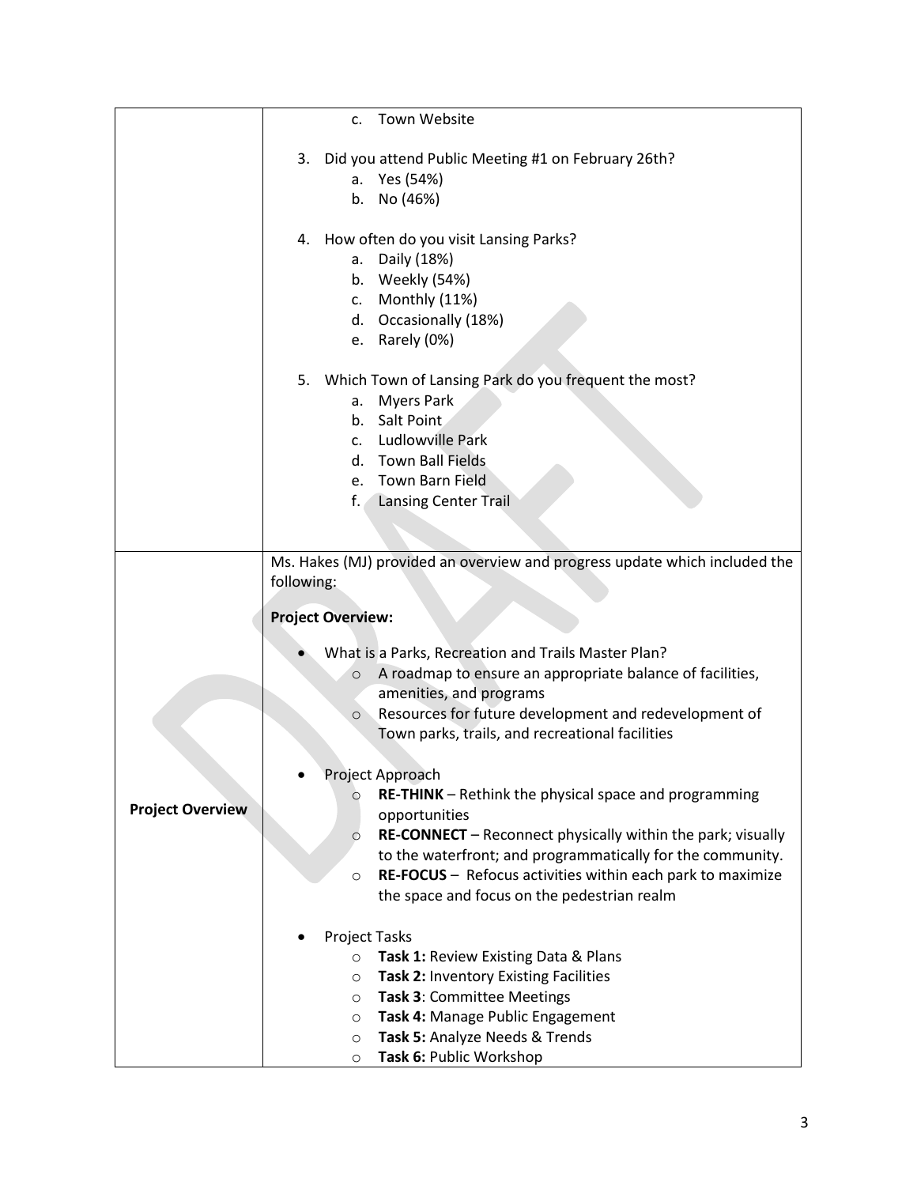| | |
|---|---|
| | c. Town Website<br><br>3. Did you attend Public Meeting #1 on February 26th?<br>a. Yes (54%)<br>b. No (46%)<br><br>4. How often do you visit Lansing Parks?<br>a. Daily (18%)<br>b. Weekly (54%)<br>c. Monthly (11%)<br>d. Occasionally (18%)<br>e. Rarely (0%)<br><br>5. Which Town of Lansing Park do you frequent the most?<br>a. Myers Park<br>b. Salt Point<br>c. Ludlowville Park<br>d. Town Ball Fields<br>e. Town Barn Field<br>f. Lansing Center Trail |
| **Project Overview** | Ms. Hakes (MJ) provided an overview and progress update which included the following:<br><br>**Project Overview:**<br><br>• What is a Parks, Recreation and Trails Master Plan?<br>○ A roadmap to ensure an appropriate balance of facilities, amenities, and programs<br>○ Resources for future development and redevelopment of Town parks, trails, and recreational facilities<br><br>• Project Approach<br>○ **RE-THINK** – Rethink the physical space and programming opportunities<br>○ **RE-CONNECT** – Reconnect physically within the park; visually to the waterfront; and programmatically for the community.<br>○ **RE-FOCUS** – Refocus activities within each park to maximize the space and focus on the pedestrian realm<br><br>• Project Tasks<br>○ **Task 1:** Review Existing Data & Plans<br>○ **Task 2:** Inventory Existing Facilities<br>○ **Task 3**: Committee Meetings<br>○ **Task 4:** Manage Public Engagement<br>○ **Task 5:** Analyze Needs & Trends<br>○ **Task 6:** Public Workshop |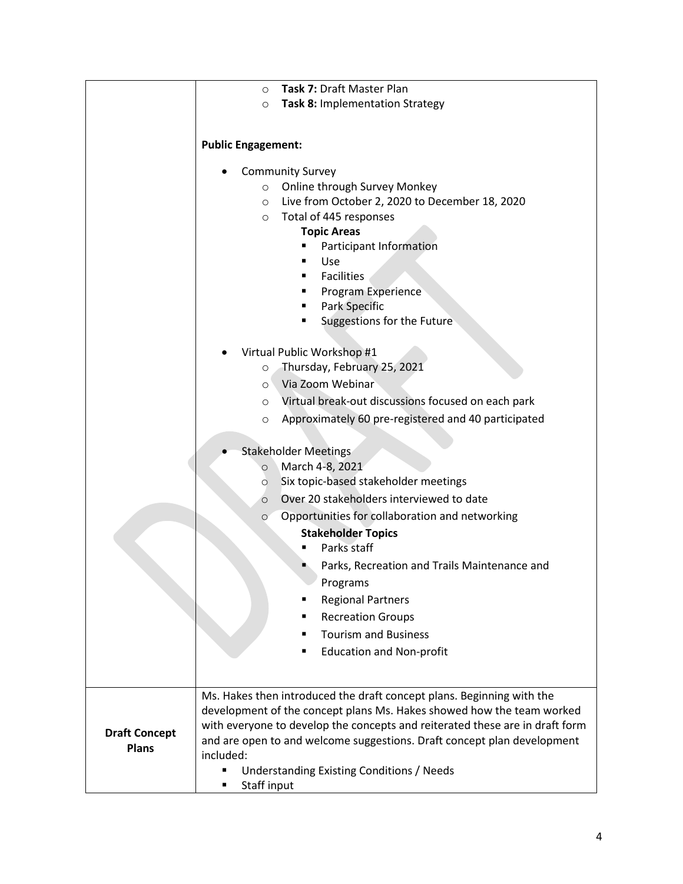| | |
|---|---|
| | ○ **Task 7:** Draft Master Plan<br>○ **Task 8:** Implementation Strategy<br><br>**Public Engagement:**<br><br>• Community Survey<br>  ○ Online through Survey Monkey<br>  ○ Live from October 2, 2020 to December 18, 2020<br>  ○ Total of 445 responses<br>    **Topic Areas**<br>    ▪ Participant Information<br>    ▪ Use<br>    ▪ Facilities<br>    ▪ Program Experience<br>    ▪ Park Specific<br>    ▪ Suggestions for the Future<br><br>• Virtual Public Workshop #1<br>  ○ Thursday, February 25, 2021<br>  ○ Via Zoom Webinar<br>  ○ Virtual break-out discussions focused on each park<br>  ○ Approximately 60 pre-registered and 40 participated<br><br>• Stakeholder Meetings<br>  ○ March 4-8, 2021<br>  ○ Six topic-based stakeholder meetings<br>  ○ Over 20 stakeholders interviewed to date<br>  ○ Opportunities for collaboration and networking<br>    **Stakeholder Topics**<br>    ▪ Parks staff<br>    ▪ Parks, Recreation and Trails Maintenance and Programs<br>    ▪ Regional Partners<br>    ▪ Recreation Groups<br>    ▪ Tourism and Business<br>    ▪ Education and Non-profit |
| **Draft Concept Plans** | Ms. Hakes then introduced the draft concept plans. Beginning with the development of the concept plans Ms. Hakes showed how the team worked with everyone to develop the concepts and reiterated these are in draft form and are open to and welcome suggestions. Draft concept plan development included:<br>▪ Understanding Existing Conditions / Needs<br>▪ Staff input |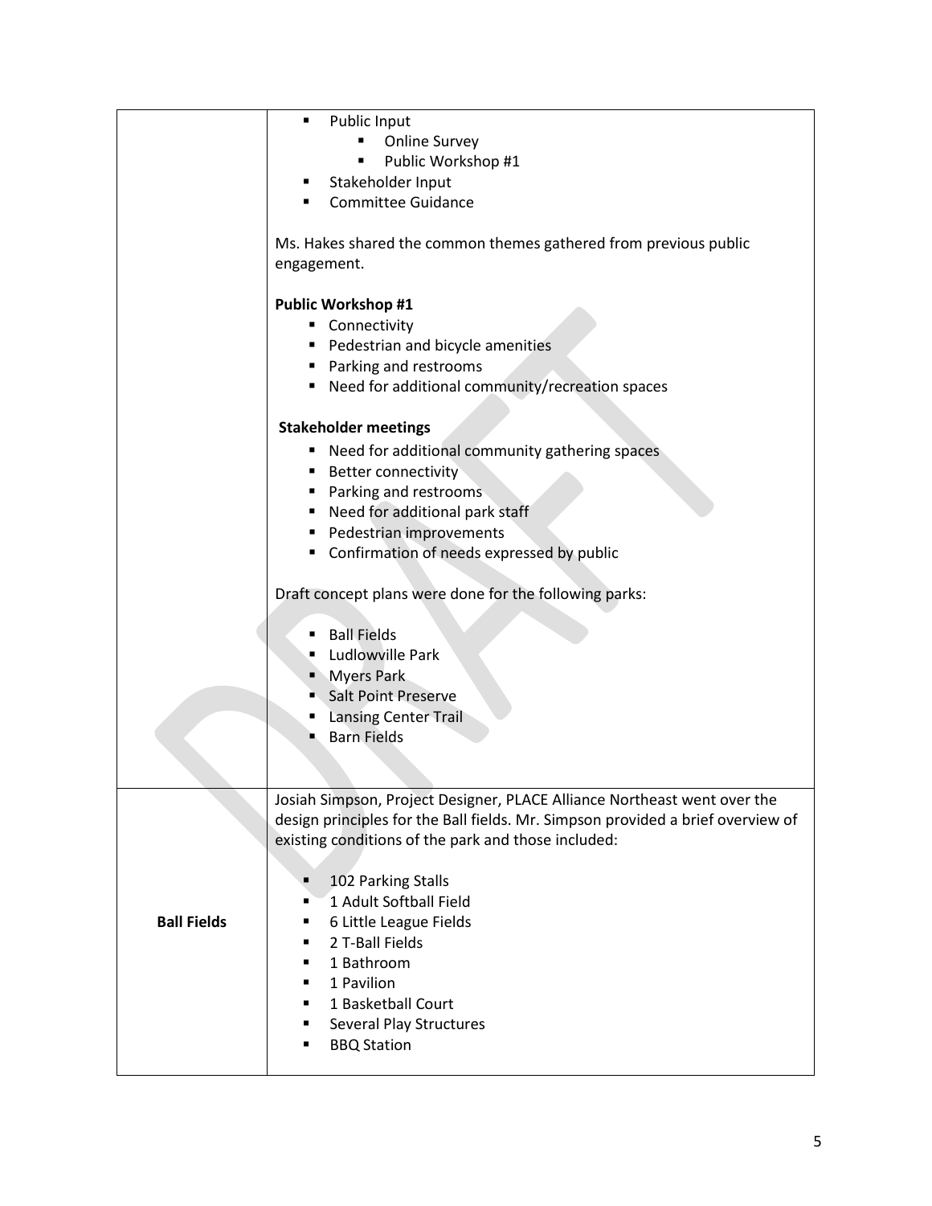| | |
|---|---|
| | ▪ Public Input<br>&nbsp;&nbsp;&nbsp;&nbsp;▪ Online Survey<br>&nbsp;&nbsp;&nbsp;&nbsp;▪ Public Workshop #1<br>▪ Stakeholder Input<br>▪ Committee Guidance<br><br>Ms. Hakes shared the common themes gathered from previous public engagement.<br><br>**Public Workshop #1**<br>▪ Connectivity<br>▪ Pedestrian and bicycle amenities<br>▪ Parking and restrooms<br>▪ Need for additional community/recreation spaces<br><br>**Stakeholder meetings**<br>▪ Need for additional community gathering spaces<br>▪ Better connectivity<br>▪ Parking and restrooms<br>▪ Need for additional park staff<br>▪ Pedestrian improvements<br>▪ Confirmation of needs expressed by public<br><br>Draft concept plans were done for the following parks:<br><br>▪ Ball Fields<br>▪ Ludlowville Park<br>▪ Myers Park<br>▪ Salt Point Preserve<br>▪ Lansing Center Trail<br>▪ Barn Fields |
| **Ball Fields** | Josiah Simpson, Project Designer, PLACE Alliance Northeast went over the design principles for the Ball fields. Mr. Simpson provided a brief overview of existing conditions of the park and those included:<br><br>▪ 102 Parking Stalls<br>▪ 1 Adult Softball Field<br>▪ 6 Little League Fields<br>▪ 2 T-Ball Fields<br>▪ 1 Bathroom<br>▪ 1 Pavilion<br>▪ 1 Basketball Court<br>▪ Several Play Structures<br>▪ BBQ Station |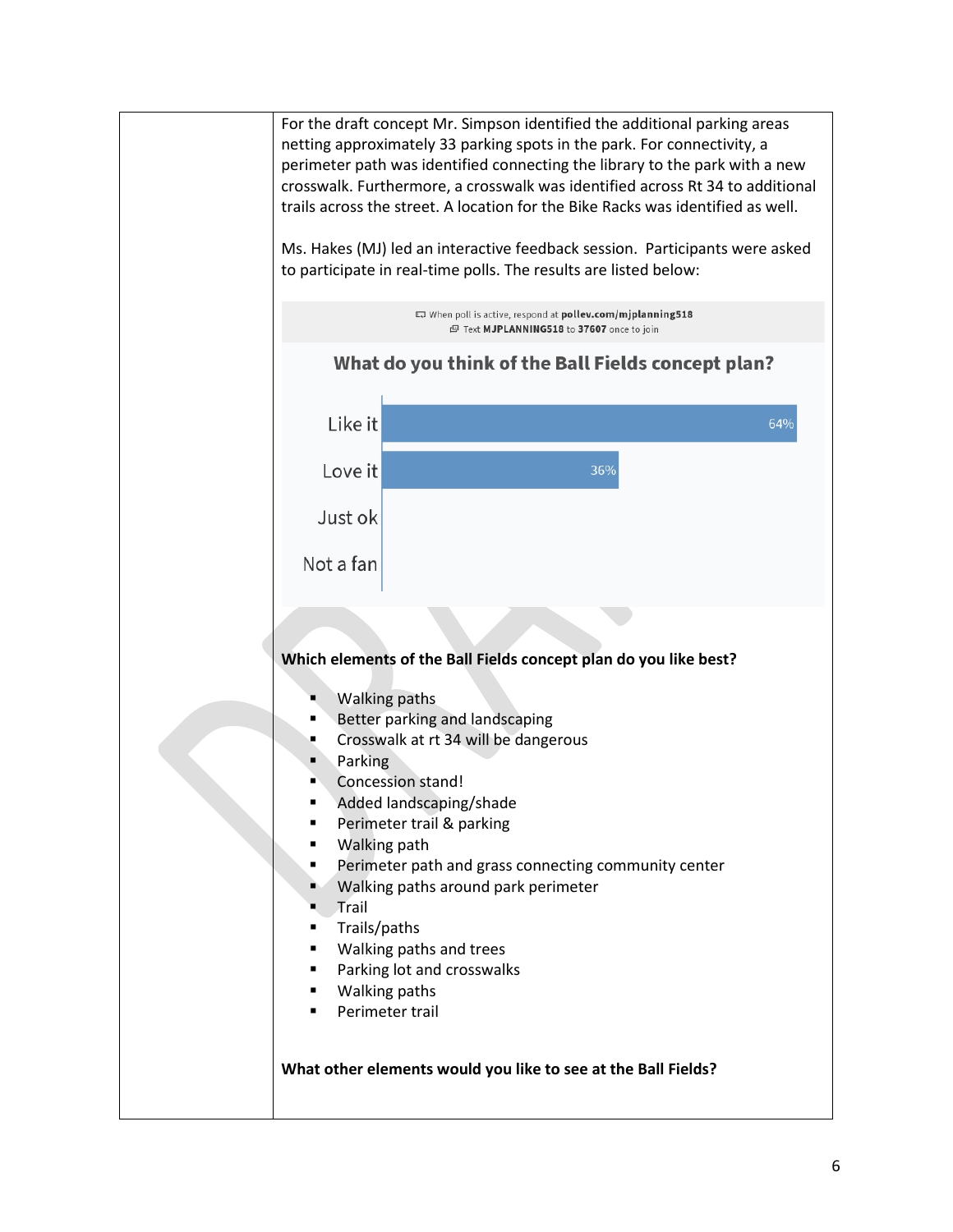For the draft concept Mr. Simpson identified the additional parking areas netting approximately 33 parking spots in the park. For connectivity, a perimeter path was identified connecting the library to the park with a new crosswalk. Furthermore, a crosswalk was identified across Rt 34 to additional trails across the street. A location for the Bike Racks was identified as well.

Ms. Hakes (MJ) led an interactive feedback session. Participants were asked to participate in real-time polls. The results are listed below:

When poll is active, respond at **pollev.com/mjplanning518**
Text **MJPLANNING518** to **37607** once to join

**What do you think of the Ball Fields concept plan?**

| Response | Percentage |
| --- | --- |
| Like it | 64% |
| Love it | 36% |
| Just ok | |
| Not a fan | |

**Which elements of the Ball Fields concept plan do you like best?**

- Walking paths
- Better parking and landscaping
- Crosswalk at rt 34 will be dangerous
- Parking
- Concession stand!
- Added landscaping/shade
- Perimeter trail & parking
- Walking path
- Perimeter path and grass connecting community center
- Walking paths around park perimeter
- Trail
- Trails/paths
- Walking paths and trees
- Parking lot and crosswalks
- Walking paths
- Perimeter trail

**What other elements would you like to see at the Ball Fields?**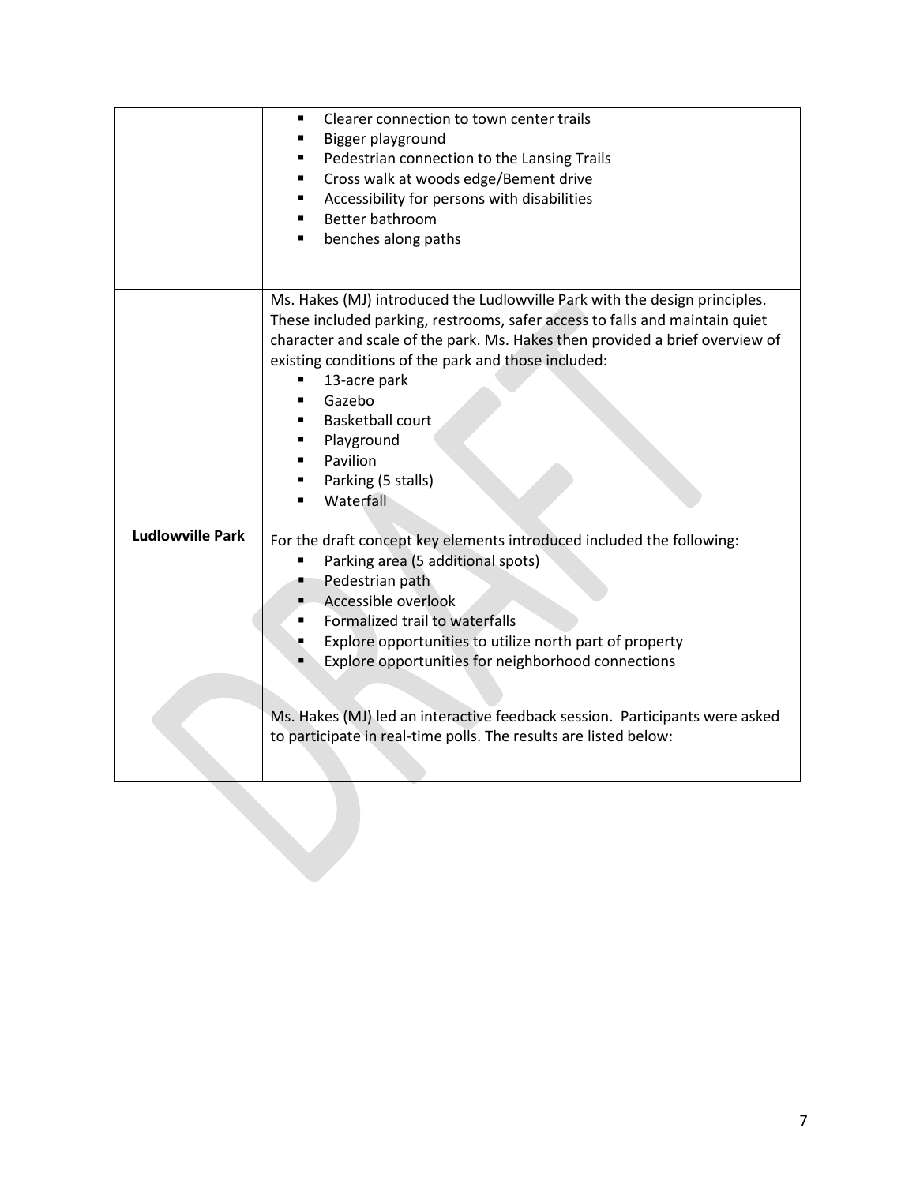| | |
|---|---|
| | ▪ Clearer connection to town center trails<br>▪ Bigger playground<br>▪ Pedestrian connection to the Lansing Trails<br>▪ Cross walk at woods edge/Bement drive<br>▪ Accessibility for persons with disabilities<br>▪ Better bathroom<br>▪ benches along paths |
| **Ludlowville Park** | Ms. Hakes (MJ) introduced the Ludlowville Park with the design principles. These included parking, restrooms, safer access to falls and maintain quiet character and scale of the park. Ms. Hakes then provided a brief overview of existing conditions of the park and those included:<br>▪ 13-acre park<br>▪ Gazebo<br>▪ Basketball court<br>▪ Playground<br>▪ Pavilion<br>▪ Parking (5 stalls)<br>▪ Waterfall<br><br>For the draft concept key elements introduced included the following:<br>▪ Parking area (5 additional spots)<br>▪ Pedestrian path<br>▪ Accessible overlook<br>▪ Formalized trail to waterfalls<br>▪ Explore opportunities to utilize north part of property<br>▪ Explore opportunities for neighborhood connections<br><br>Ms. Hakes (MJ) led an interactive feedback session. Participants were asked to participate in real-time polls. The results are listed below: |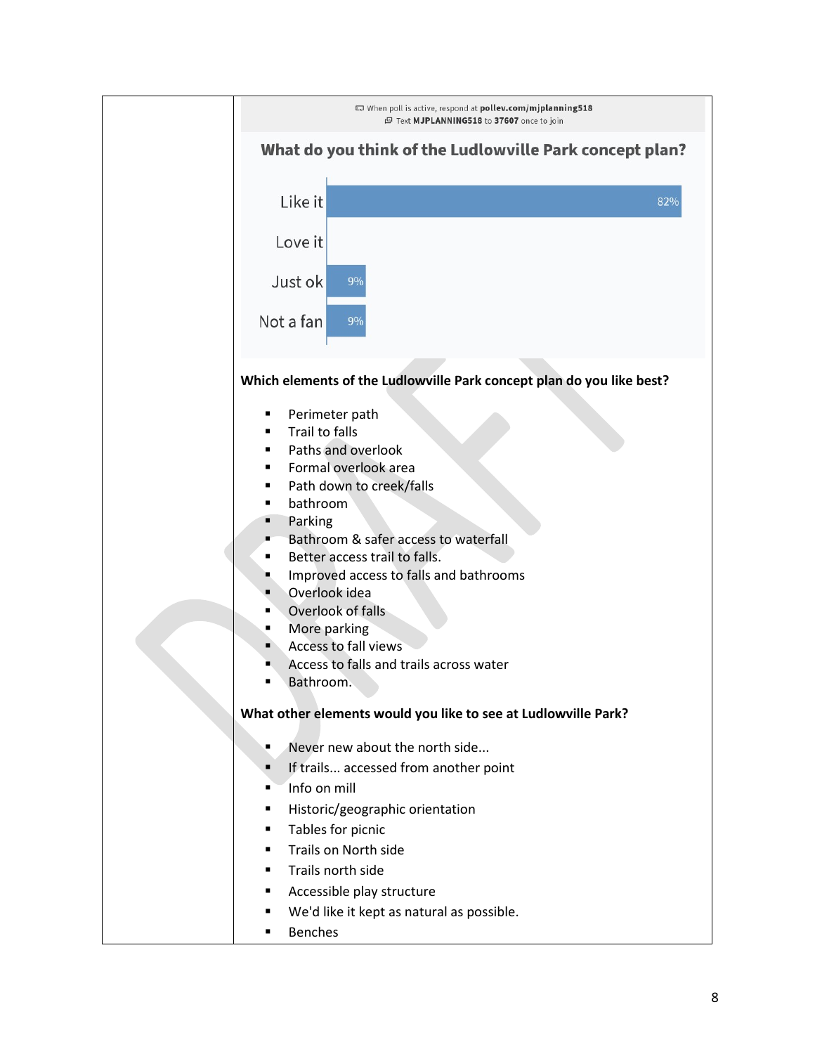When poll is active, respond at **pollev.com/mjplanning518**
Text **MJPLANNING518** to **37607** once to join

**What do you think of the Ludlowville Park concept plan?**

| Response | Percent |
|---|---|
| Like it | 82% |
| Love it | |
| Just ok | 9% |
| Not a fan | 9% |

**Which elements of the Ludlowville Park concept plan do you like best?**

- Perimeter path
- Trail to falls
- Paths and overlook
- Formal overlook area
- Path down to creek/falls
- bathroom
- Parking
- Bathroom & safer access to waterfall
- Better access trail to falls.
- Improved access to falls and bathrooms
- Overlook idea
- Overlook of falls
- More parking
- Access to fall views
- Access to falls and trails across water
- Bathroom.

**What other elements would you like to see at Ludlowville Park?**

- Never new about the north side...
- If trails... accessed from another point
- Info on mill
- Historic/geographic orientation
- Tables for picnic
- Trails on North side
- Trails north side
- Accessible play structure
- We'd like it kept as natural as possible.
- Benches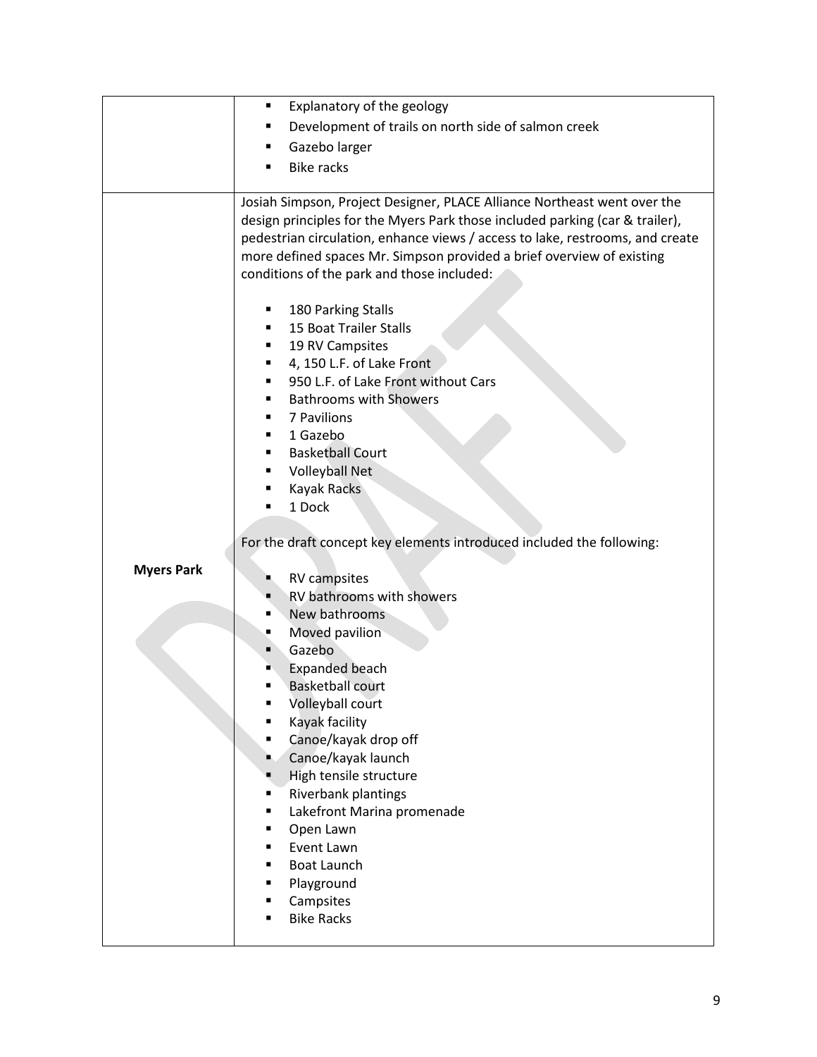| | |
|---|---|
| | ▪ Explanatory of the geology<br>▪ Development of trails on north side of salmon creek<br>▪ Gazebo larger<br>▪ Bike racks |
| **Myers Park** | Josiah Simpson, Project Designer, PLACE Alliance Northeast went over the design principles for the Myers Park those included parking (car & trailer), pedestrian circulation, enhance views / access to lake, restrooms, and create more defined spaces Mr. Simpson provided a brief overview of existing conditions of the park and those included:<br><br>▪ 180 Parking Stalls<br>▪ 15 Boat Trailer Stalls<br>▪ 19 RV Campsites<br>▪ 4, 150 L.F. of Lake Front<br>▪ 950 L.F. of Lake Front without Cars<br>▪ Bathrooms with Showers<br>▪ 7 Pavilions<br>▪ 1 Gazebo<br>▪ Basketball Court<br>▪ Volleyball Net<br>▪ Kayak Racks<br>▪ 1 Dock<br><br>For the draft concept key elements introduced included the following:<br><br>▪ RV campsites<br>▪ RV bathrooms with showers<br>▪ New bathrooms<br>▪ Moved pavilion<br>▪ Gazebo<br>▪ Expanded beach<br>▪ Basketball court<br>▪ Volleyball court<br>▪ Kayak facility<br>▪ Canoe/kayak drop off<br>▪ Canoe/kayak launch<br>▪ High tensile structure<br>▪ Riverbank plantings<br>▪ Lakefront Marina promenade<br>▪ Open Lawn<br>▪ Event Lawn<br>▪ Boat Launch<br>▪ Playground<br>▪ Campsites<br>▪ Bike Racks |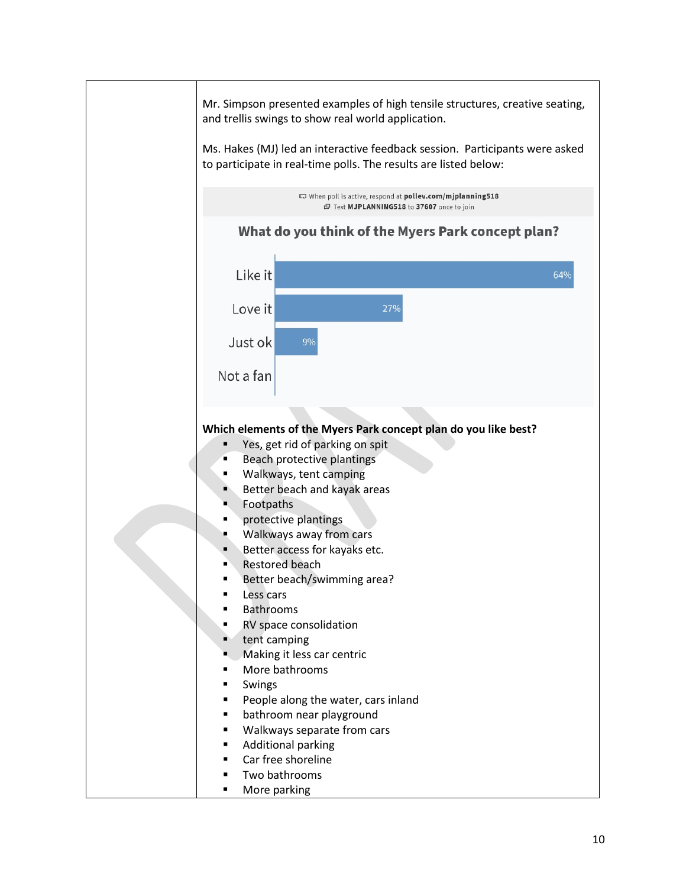Mr. Simpson presented examples of high tensile structures, creative seating, and trellis swings to show real world application.

Ms. Hakes (MJ) led an interactive feedback session. Participants were asked to participate in real-time polls. The results are listed below:

When poll is active, respond at **pollev.com/mjplanning518**
Text **MJPLANNING518** to **37607** once to join

**What do you think of the Myers Park concept plan?**

| Response | Percentage |
|---|---|
| Like it | 64% |
| Love it | 27% |
| Just ok | 9% |
| Not a fan | |

**Which elements of the Myers Park concept plan do you like best?**

- Yes, get rid of parking on spit
- Beach protective plantings
- Walkways, tent camping
- Better beach and kayak areas
- Footpaths
- protective plantings
- Walkways away from cars
- Better access for kayaks etc.
- Restored beach
- Better beach/swimming area?
- Less cars
- Bathrooms
- RV space consolidation
- tent camping
- Making it less car centric
- More bathrooms
- Swings
- People along the water, cars inland
- bathroom near playground
- Walkways separate from cars
- Additional parking
- Car free shoreline
- Two bathrooms
- More parking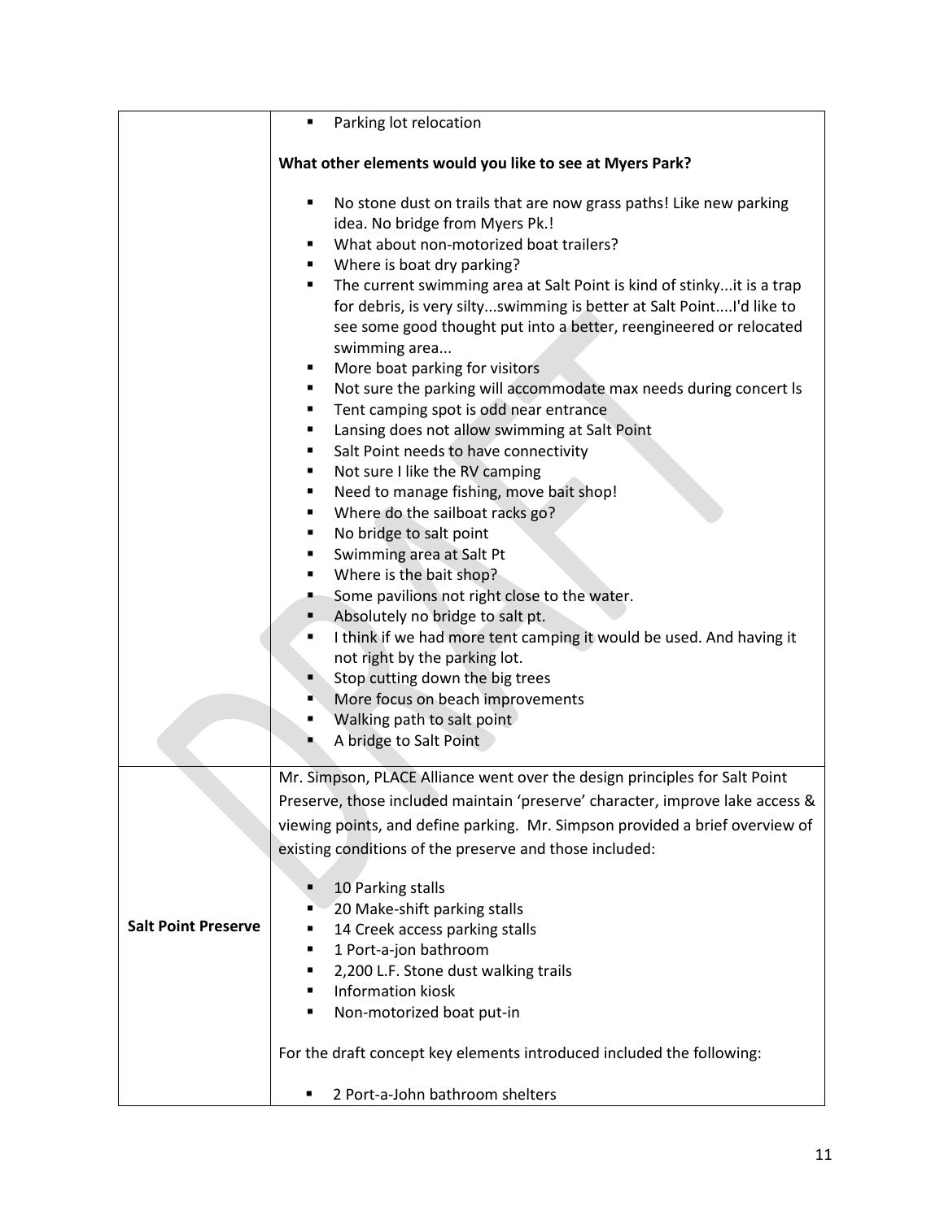| | |
|---|---|
| | ▪ Parking lot relocation<br><br>**What other elements would you like to see at Myers Park?**<br><br>▪ No stone dust on trails that are now grass paths! Like new parking idea. No bridge from Myers Pk.!<br>▪ What about non-motorized boat trailers?<br>▪ Where is boat dry parking?<br>▪ The current swimming area at Salt Point is kind of stinky...it is a trap for debris, is very silty...swimming is better at Salt Point....I'd like to see some good thought put into a better, reengineered or relocated swimming area...<br>▪ More boat parking for visitors<br>▪ Not sure the parking will accommodate max needs during concert ls<br>▪ Tent camping spot is odd near entrance<br>▪ Lansing does not allow swimming at Salt Point<br>▪ Salt Point needs to have connectivity<br>▪ Not sure I like the RV camping<br>▪ Need to manage fishing, move bait shop!<br>▪ Where do the sailboat racks go?<br>▪ No bridge to salt point<br>▪ Swimming area at Salt Pt<br>▪ Where is the bait shop?<br>▪ Some pavilions not right close to the water.<br>▪ Absolutely no bridge to salt pt.<br>▪ I think if we had more tent camping it would be used. And having it not right by the parking lot.<br>▪ Stop cutting down the big trees<br>▪ More focus on beach improvements<br>▪ Walking path to salt point<br>▪ A bridge to Salt Point |
| **Salt Point Preserve** | Mr. Simpson, PLACE Alliance went over the design principles for Salt Point Preserve, those included maintain 'preserve' character, improve lake access & viewing points, and define parking. Mr. Simpson provided a brief overview of existing conditions of the preserve and those included:<br><br>▪ 10 Parking stalls<br>▪ 20 Make-shift parking stalls<br>▪ 14 Creek access parking stalls<br>▪ 1 Port-a-jon bathroom<br>▪ 2,200 L.F. Stone dust walking trails<br>▪ Information kiosk<br>▪ Non-motorized boat put-in<br><br>For the draft concept key elements introduced included the following:<br><br>▪ 2 Port-a-John bathroom shelters |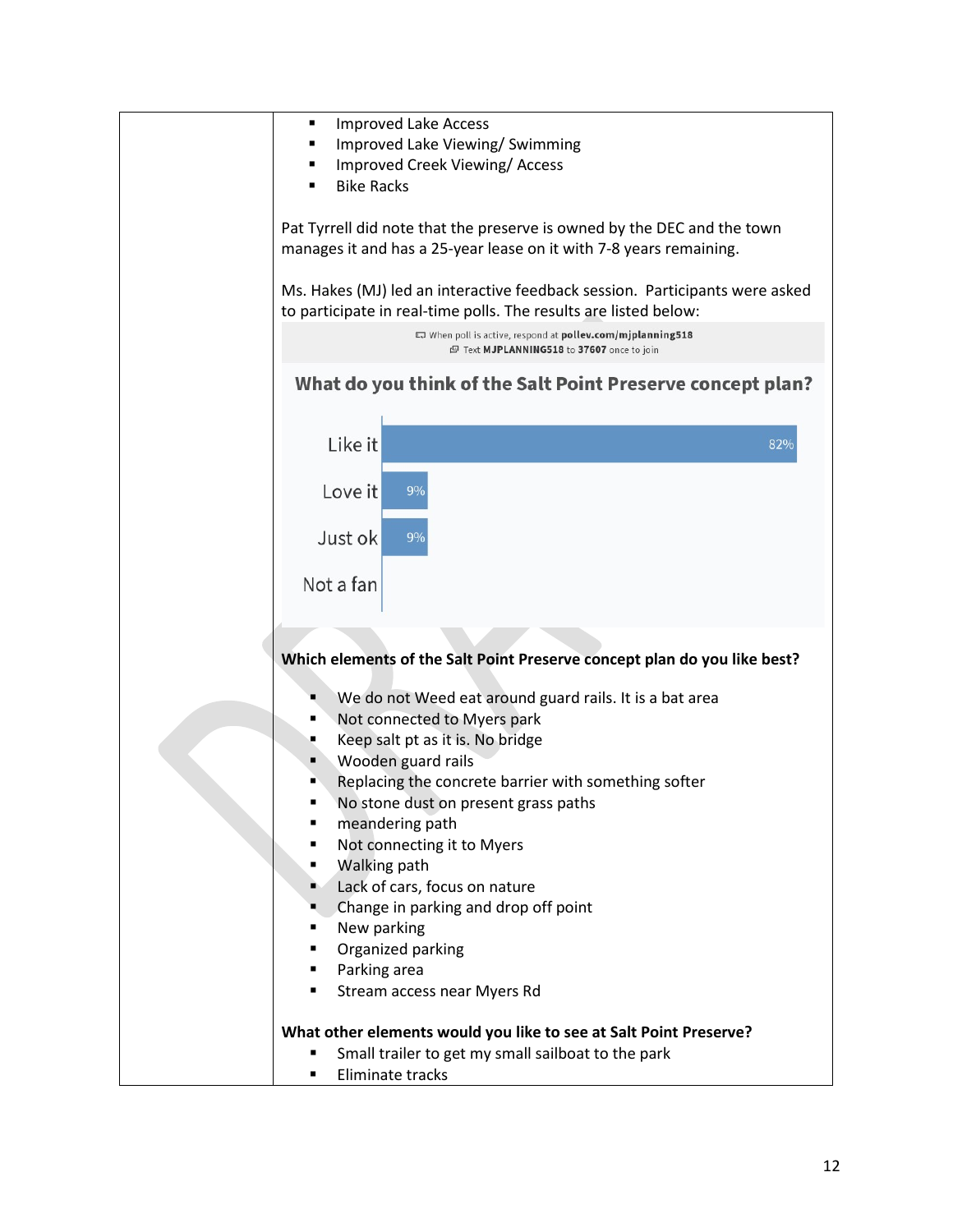- Improved Lake Access
- Improved Lake Viewing/ Swimming
- Improved Creek Viewing/ Access
- Bike Racks

Pat Tyrrell did note that the preserve is owned by the DEC and the town manages it and has a 25-year lease on it with 7-8 years remaining.

Ms. Hakes (MJ) led an interactive feedback session. Participants were asked to participate in real-time polls. The results are listed below:

When poll is active, respond at **pollev.com/mjplanning518**
Text **MJPLANNING518** to **37607** once to join

**What do you think of the Salt Point Preserve concept plan?**

| Response | Percent |
|---|---|
| Like it | 82% |
| Love it | 9% |
| Just ok | 9% |
| Not a fan | |

**Which elements of the Salt Point Preserve concept plan do you like best?**

- We do not Weed eat around guard rails. It is a bat area
- Not connected to Myers park
- Keep salt pt as it is. No bridge
- Wooden guard rails
- Replacing the concrete barrier with something softer
- No stone dust on present grass paths
- meandering path
- Not connecting it to Myers
- Walking path
- Lack of cars, focus on nature
- Change in parking and drop off point
- New parking
- Organized parking
- Parking area
- Stream access near Myers Rd

**What other elements would you like to see at Salt Point Preserve?**

- Small trailer to get my small sailboat to the park
- Eliminate tracks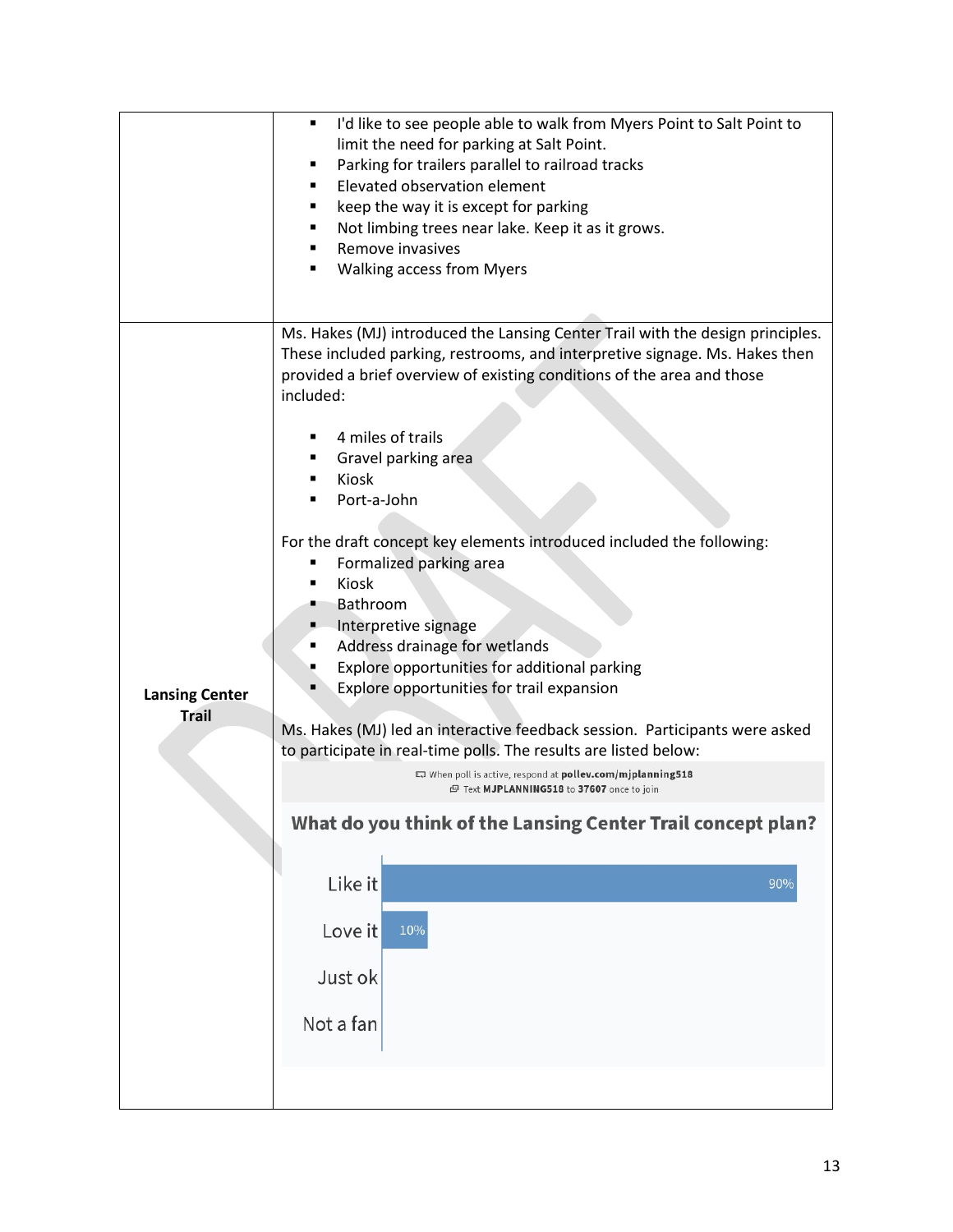| | |
|---|---|
| | ▪ I'd like to see people able to walk from Myers Point to Salt Point to limit the need for parking at Salt Point.<br>▪ Parking for trailers parallel to railroad tracks<br>▪ Elevated observation element<br>▪ keep the way it is except for parking<br>▪ Not limbing trees near lake. Keep it as it grows.<br>▪ Remove invasives<br>▪ Walking access from Myers |
| **Lansing Center Trail** | Ms. Hakes (MJ) introduced the Lansing Center Trail with the design principles. These included parking, restrooms, and interpretive signage. Ms. Hakes then provided a brief overview of existing conditions of the area and those included:<br><br>▪ 4 miles of trails<br>▪ Gravel parking area<br>▪ Kiosk<br>▪ Port-a-John<br><br>For the draft concept key elements introduced included the following:<br>▪ Formalized parking area<br>▪ Kiosk<br>▪ Bathroom<br>▪ Interpretive signage<br>▪ Address drainage for wetlands<br>▪ Explore opportunities for additional parking<br>▪ Explore opportunities for trail expansion<br><br>Ms. Hakes (MJ) led an interactive feedback session. Participants were asked to participate in real-time polls. The results are listed below:<br><br>When poll is active, respond at **pollev.com/mjplanning518**<br>Text **MJPLANNING518** to **37607** once to join<br><br>**What do you think of the Lansing Center Trail concept plan?**<br><br>Like it: 90%<br>Love it: 10%<br>Just ok<br>Not a fan |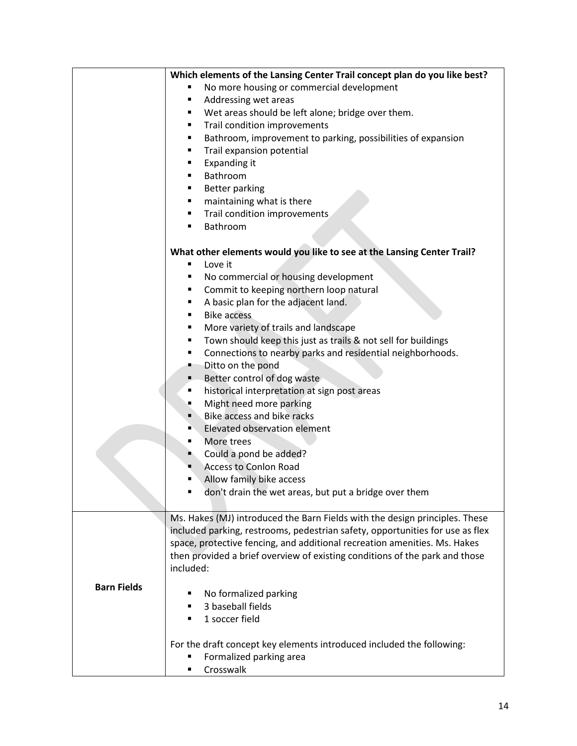| | |
|---|---|
| | **Which elements of the Lansing Center Trail concept plan do you like best?**<br>▪ No more housing or commercial development<br>▪ Addressing wet areas<br>▪ Wet areas should be left alone; bridge over them.<br>▪ Trail condition improvements<br>▪ Bathroom, improvement to parking, possibilities of expansion<br>▪ Trail expansion potential<br>▪ Expanding it<br>▪ Bathroom<br>▪ Better parking<br>▪ maintaining what is there<br>▪ Trail condition improvements<br>▪ Bathroom<br><br>**What other elements would you like to see at the Lansing Center Trail?**<br>▪ Love it<br>▪ No commercial or housing development<br>▪ Commit to keeping northern loop natural<br>▪ A basic plan for the adjacent land.<br>▪ Bike access<br>▪ More variety of trails and landscape<br>▪ Town should keep this just as trails & not sell for buildings<br>▪ Connections to nearby parks and residential neighborhoods.<br>▪ Ditto on the pond<br>▪ Better control of dog waste<br>▪ historical interpretation at sign post areas<br>▪ Might need more parking<br>▪ Bike access and bike racks<br>▪ Elevated observation element<br>▪ More trees<br>▪ Could a pond be added?<br>▪ Access to Conlon Road<br>▪ Allow family bike access<br>▪ don't drain the wet areas, but put a bridge over them |
| **Barn Fields** | Ms. Hakes (MJ) introduced the Barn Fields with the design principles. These included parking, restrooms, pedestrian safety, opportunities for use as flex space, protective fencing, and additional recreation amenities. Ms. Hakes then provided a brief overview of existing conditions of the park and those included:<br><br>▪ No formalized parking<br>▪ 3 baseball fields<br>▪ 1 soccer field<br><br>For the draft concept key elements introduced included the following:<br>▪ Formalized parking area<br>▪ Crosswalk |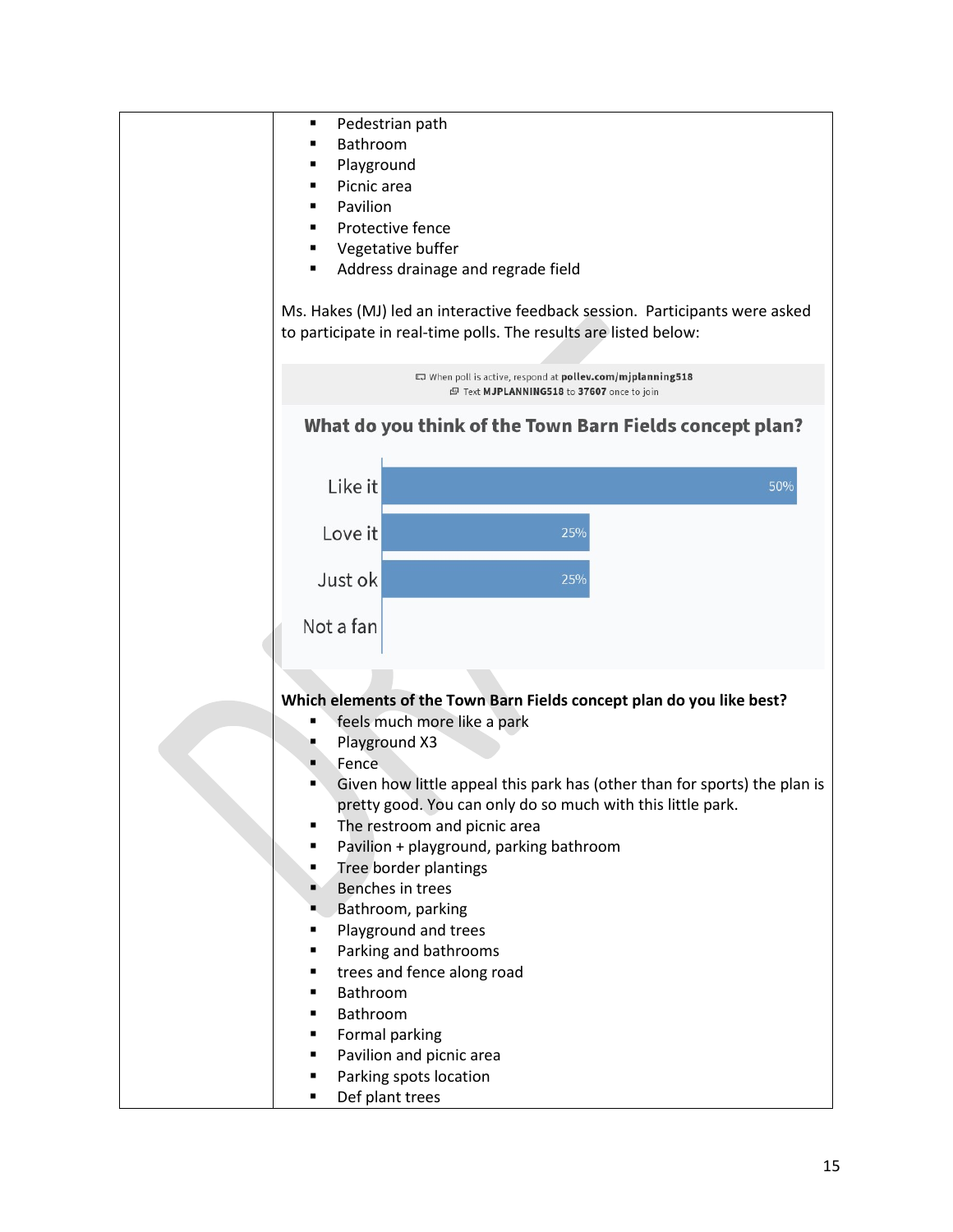- Pedestrian path
- Bathroom
- Playground
- Picnic area
- Pavilion
- Protective fence
- Vegetative buffer
- Address drainage and regrade field

Ms. Hakes (MJ) led an interactive feedback session. Participants were asked to participate in real-time polls. The results are listed below:

When poll is active, respond at **pollev.com/mjplanning518**
Text **MJPLANNING518** to **37607** once to join

**What do you think of the Town Barn Fields concept plan?**

| Response | Percentage |
| --- | --- |
| Like it | 50% |
| Love it | 25% |
| Just ok | 25% |
| Not a fan | |

**Which elements of the Town Barn Fields concept plan do you like best?**

- feels much more like a park
- Playground X3
- Fence
- Given how little appeal this park has (other than for sports) the plan is pretty good. You can only do so much with this little park.
- The restroom and picnic area
- Pavilion + playground, parking bathroom
- Tree border plantings
- Benches in trees
- Bathroom, parking
- Playground and trees
- Parking and bathrooms
- trees and fence along road
- Bathroom
- Bathroom
- Formal parking
- Pavilion and picnic area
- Parking spots location
- Def plant trees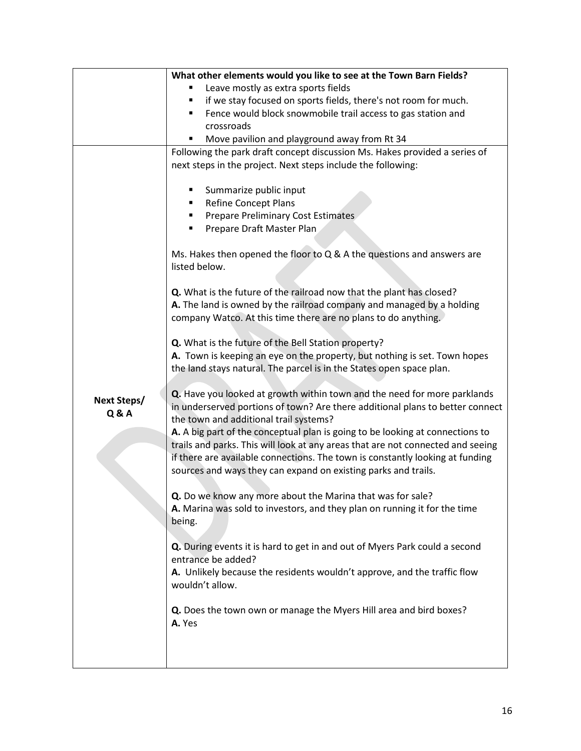| | |
|---|---|
| | **What other elements would you like to see at the Town Barn Fields?**<br>▪ Leave mostly as extra sports fields<br>▪ if we stay focused on sports fields, there's not room for much.<br>▪ Fence would block snowmobile trail access to gas station and crossroads<br>▪ Move pavilion and playground away from Rt 34 |
| **Next Steps/ Q & A** | Following the park draft concept discussion Ms. Hakes provided a series of next steps in the project. Next steps include the following:<br><br>▪ Summarize public input<br>▪ Refine Concept Plans<br>▪ Prepare Preliminary Cost Estimates<br>▪ Prepare Draft Master Plan<br><br>Ms. Hakes then opened the floor to Q & A the questions and answers are listed below.<br><br>**Q.** What is the future of the railroad now that the plant has closed?<br>**A.** The land is owned by the railroad company and managed by a holding company Watco. At this time there are no plans to do anything.<br><br>**Q.** What is the future of the Bell Station property?<br>**A.** Town is keeping an eye on the property, but nothing is set. Town hopes the land stays natural. The parcel is in the States open space plan.<br><br>**Q.** Have you looked at growth within town and the need for more parklands in underserved portions of town? Are there additional plans to better connect the town and additional trail systems?<br>**A.** A big part of the conceptual plan is going to be looking at connections to trails and parks. This will look at any areas that are not connected and seeing if there are available connections. The town is constantly looking at funding sources and ways they can expand on existing parks and trails.<br><br>**Q.** Do we know any more about the Marina that was for sale?<br>**A.** Marina was sold to investors, and they plan on running it for the time being.<br><br>**Q.** During events it is hard to get in and out of Myers Park could a second entrance be added?<br>**A.** Unlikely because the residents wouldn't approve, and the traffic flow wouldn't allow.<br><br>**Q.** Does the town own or manage the Myers Hill area and bird boxes?<br>**A.** Yes |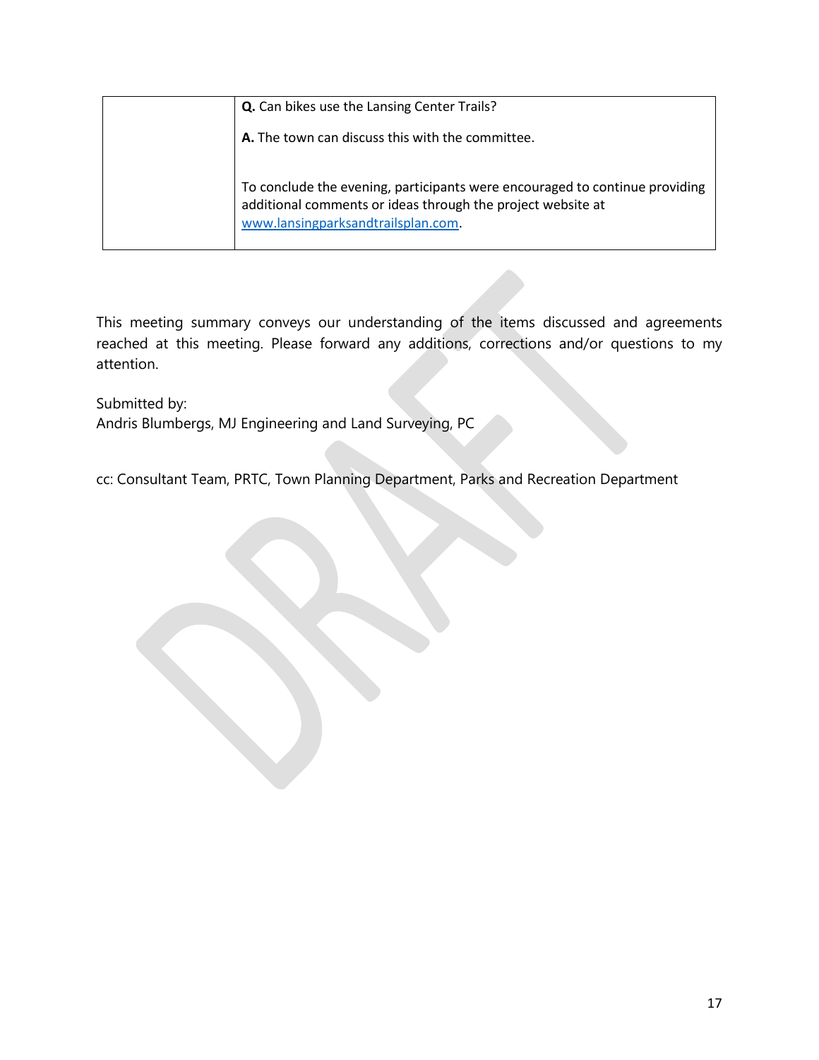| | |
|---|---|
| | **Q.** Can bikes use the Lansing Center Trails?<br><br>**A.** The town can discuss this with the committee.<br><br>To conclude the evening, participants were encouraged to continue providing additional comments or ideas through the project website at www.lansingparksandtrailsplan.com. |

This meeting summary conveys our understanding of the items discussed and agreements reached at this meeting. Please forward any additions, corrections and/or questions to my attention.

Submitted by:
Andris Blumbergs, MJ Engineering and Land Surveying, PC

cc: Consultant Team, PRTC, Town Planning Department, Parks and Recreation Department